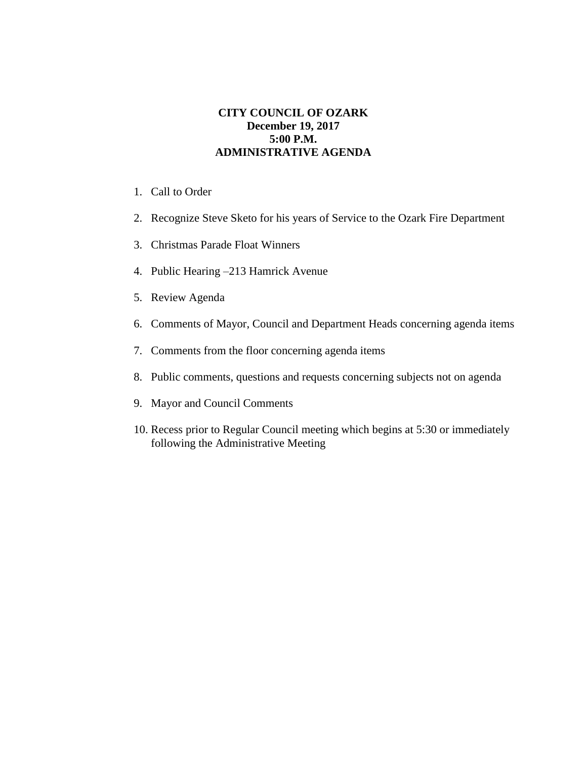**CITY COUNCIL OF OZARK**
**December 19, 2017**
**5:00 P.M.**
**ADMINISTRATIVE AGENDA**

1. Call to Order
2. Recognize Steve Sketo for his years of Service to the Ozark Fire Department
3. Christmas Parade Float Winners
4. Public Hearing –213 Hamrick Avenue
5. Review Agenda
6. Comments of Mayor, Council and Department Heads concerning agenda items
7. Comments from the floor concerning agenda items
8. Public comments, questions and requests concerning subjects not on agenda
9. Mayor and Council Comments
10. Recess prior to Regular Council meeting which begins at 5:30 or immediately following the Administrative Meeting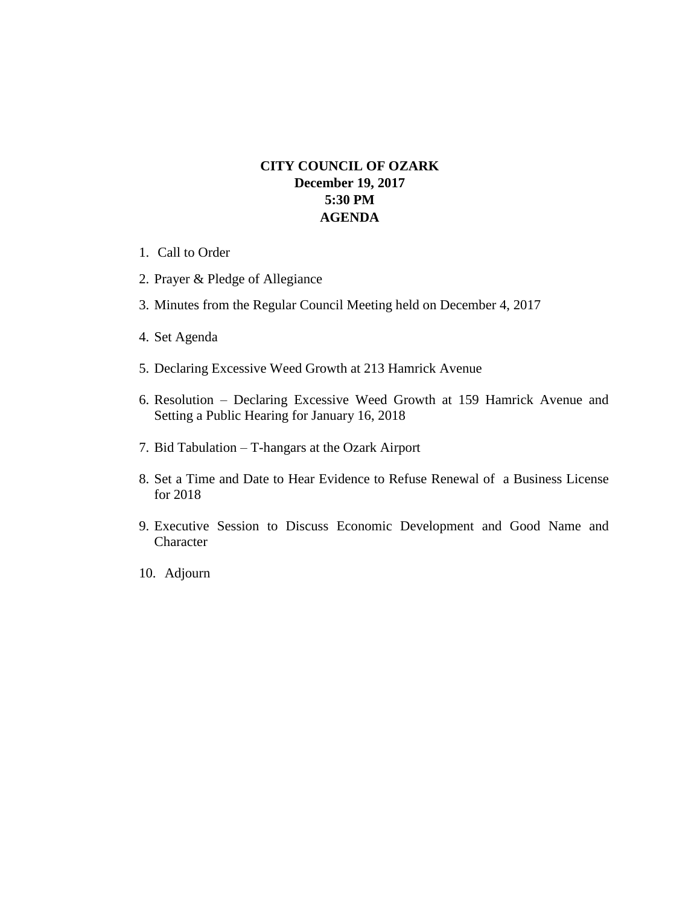**CITY COUNCIL OF OZARK**
**December 19, 2017**
**5:30 PM**
**AGENDA**

1. Call to Order
2. Prayer & Pledge of Allegiance
3. Minutes from the Regular Council Meeting held on December 4, 2017
4. Set Agenda
5. Declaring Excessive Weed Growth at 213 Hamrick Avenue
6. Resolution – Declaring Excessive Weed Growth at 159 Hamrick Avenue and Setting a Public Hearing for January 16, 2018
7. Bid Tabulation – T-hangars at the Ozark Airport
8. Set a Time and Date to Hear Evidence to Refuse Renewal of a Business License for 2018
9. Executive Session to Discuss Economic Development and Good Name and Character
10. Adjourn